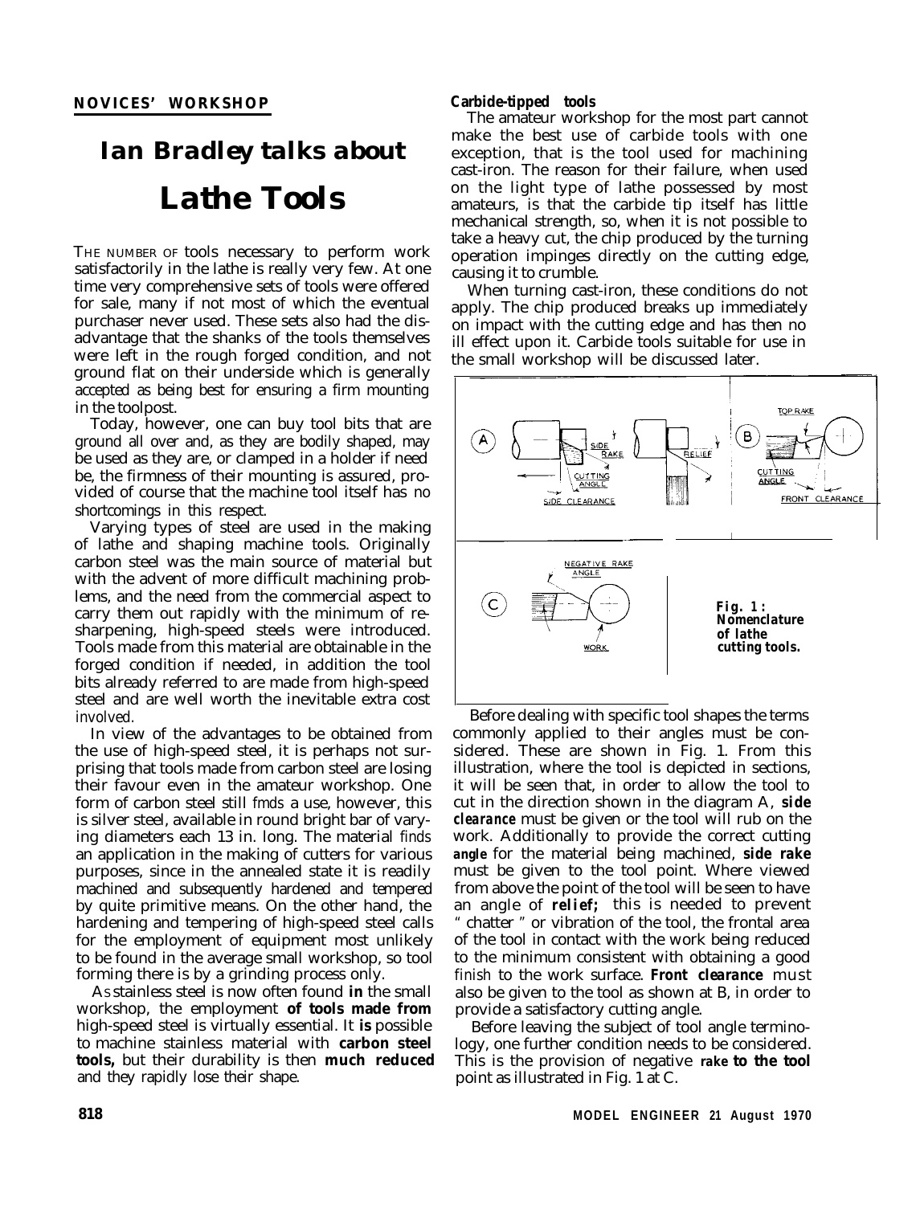**NOVICES' WORKSHOP**

# Ian Bradley talks about

# Lathe Tools

THE NUMBER OF tools necessary to perform work satisfactorily in the lathe is really very few. At one time very comprehensive sets of tools were offered for sale, many if not most of which the eventual purchaser never used. These sets also had the disadvantage that the shanks of the tools themselves were left in the rough forged condition, and not ground flat on their underside which is generally accepted as being best for ensuring a firm mounting in the toolpost.

Today, however, one can buy tool bits that are ground all over and, as they are bodily shaped, may be used as they are, or clamped in a holder if need be, the firmness of their mounting is assured, provided of course that the machine tool itself has no shortcomings in this respect.

Varying types of steel are used in the making of lathe and shaping machine tools. Originally carbon steel was the main source of material but with the advent of more difficult machining problems, and the need from the commercial aspect to carry them out rapidly with the minimum of resharpening, high-speed steels were introduced. Tools made from this material are obtainable in the forged condition if needed, in addition the tool bits already referred to are made from high-speed steel and are well worth the inevitable extra cost involved.

In view of the advantages to be obtained from the use of high-speed steel, it is perhaps not surprising that tools made from carbon steel are losing their favour even in the amateur workshop. One form of carbon steel still fmds a use, however, this is silver steel, available in round bright bar of varying diameters each 13 in. long. The material finds an application in the making of cutters for various purposes, since in the annealed state it is readily machined and subsequently hardened and tempered by quite primitive means. On the other hand, the hardening and tempering of high-speed steel calls for the employment of equipment most unlikely to be found in the average small workshop, so tool forming there is by a grinding process only.

As stainless steel is now often found in the small workshop, the employment of tools made from high-speed steel is virtually essential. It is possible to machine stainless material with carbon steel tools, but their durability is then much reduced and they rapidly lose their shape.

**Carbide-tipped tools**

The amateur workshop for the most part cannot make the best use of carbide tools with one exception, that is the tool used for machining cast-iron. The reason for their failure, when used on the light type of lathe possessed by most amateurs, is that the carbide tip itself has little mechanical strength, so, when it is not possible to take a heavy cut, the chip produced by the turning operation impinges directly on the cutting edge, causing it to crumble.

When turning cast-iron, these conditions do not apply. The chip produced breaks up immediately on impact with the cutting edge and has then no ill effect upon it. Carbide tools suitable for use in the small workshop will be discussed later.

**Fig. 1: Nomenclature of lathe cutting tools.**

Before dealing with specific tool shapes the terms commonly applied to their angles must be considered. These are shown in Fig. 1. From this illustration, where the tool is depicted in sections, it will be seen that, in order to allow the tool to cut in the direction shown in the diagram A, **side clearance** must be given or the tool will rub on the work. Additionally to provide the correct cutting **angle** for the material being machined, **side rake** must be given to the tool point. Where viewed from above the point of the tool will be seen to have an angle of **relief;** this is needed to prevent " chatter " or vibration of the tool, the frontal area of the tool in contact with the work being reduced to the minimum consistent with obtaining a good finish to the work surface. **Front clearance** must also be given to the tool as shown at B, in order to provide a satisfactory cutting angle.

Before leaving the subject of tool angle terminology, one further condition needs to be considered. This is the provision of negative **rake to the tool** point as illustrated in Fig. 1 at C.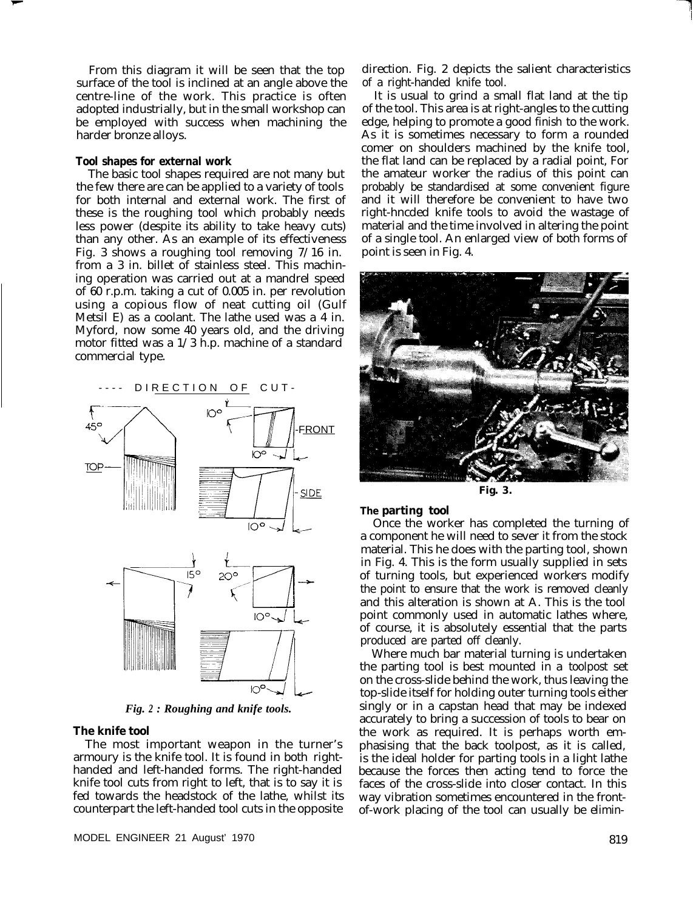From this diagram it will be seen that the top surface of the tool is inclined at an angle above the centre-line of the work. This practice is often adopted industrially, but in the small workshop can be employed with success when machining the harder bronze alloys.

**Tool shapes for external work**

The basic tool shapes required are not many but the few there are can be applied to a variety of tools for both internal and external work. The first of these is the roughing tool which probably needs less power (despite its ability to take heavy cuts) than any other. As an example of its effectiveness Fig. 3 shows a roughing tool removing 7/16 in. from a 3 in. billet of stainless steel. This machining operation was carried out at a mandrel speed of 60 r.p.m. taking a cut of 0.005 in. per revolution using a copious flow of neat cutting oil (Gulf Metsil E) as a coolant. The lathe used was a 4 in. Myford, now some 40 years old, and the driving motor fitted was a 1/3 h.p. machine of a standard commercial type.

DIRECTION OF CUT

45° TOP 10° FRONT 10° SIDE 10°

15° 20° 10° 10°

*Fig. 2 : Roughing and knife tools.*

**The knife tool**

The most important weapon in the turner's armoury is the knife tool. It is found in both right-handed and left-handed forms. The right-handed knife tool cuts from right to left, that is to say it is fed towards the headstock of the lathe, whilst its counterpart the left-handed tool cuts in the opposite direction. Fig. 2 depicts the salient characteristics of a right-handed knife tool.

It is usual to grind a small flat land at the tip of the tool. This area is at right-angles to the cutting edge, helping to promote a good finish to the work. As it is sometimes necessary to form a rounded comer on shoulders machined by the knife tool, the flat land can be replaced by a radial point, For the amateur worker the radius of this point can probably be standardised at some convenient figure and it will therefore be convenient to have two right-hncded knife tools to avoid the wastage of material and the time involved in altering the point of a single tool. An enlarged view of both forms of point is seen in Fig. 4.

**Fig. 3.**

**The parting tool**

Once the worker has completed the turning of a component he will need to sever it from the stock material. This he does with the parting tool, shown in Fig. 4. This is the form usually supplied in sets of turning tools, but experienced workers modify the point to ensure that the work is removed cleanly and this alteration is shown at A. This is the tool point commonly used in automatic lathes where, of course, it is absolutely essential that the parts produced are parted off cleanly.

Where much bar material turning is undertaken the parting tool is best mounted in a toolpost set on the cross-slide behind the work, thus leaving the top-slide itself for holding outer turning tools either singly or in a capstan head that may be indexed accurately to bring a succession of tools to bear on the work as required. It is perhaps worth emphasising that the back toolpost, as it is called, is the ideal holder for parting tools in a light lathe because the forces then acting tend to force the faces of the cross-slide into closer contact. In this way vibration sometimes encountered in the front-of-work placing of the tool can usually be elimin-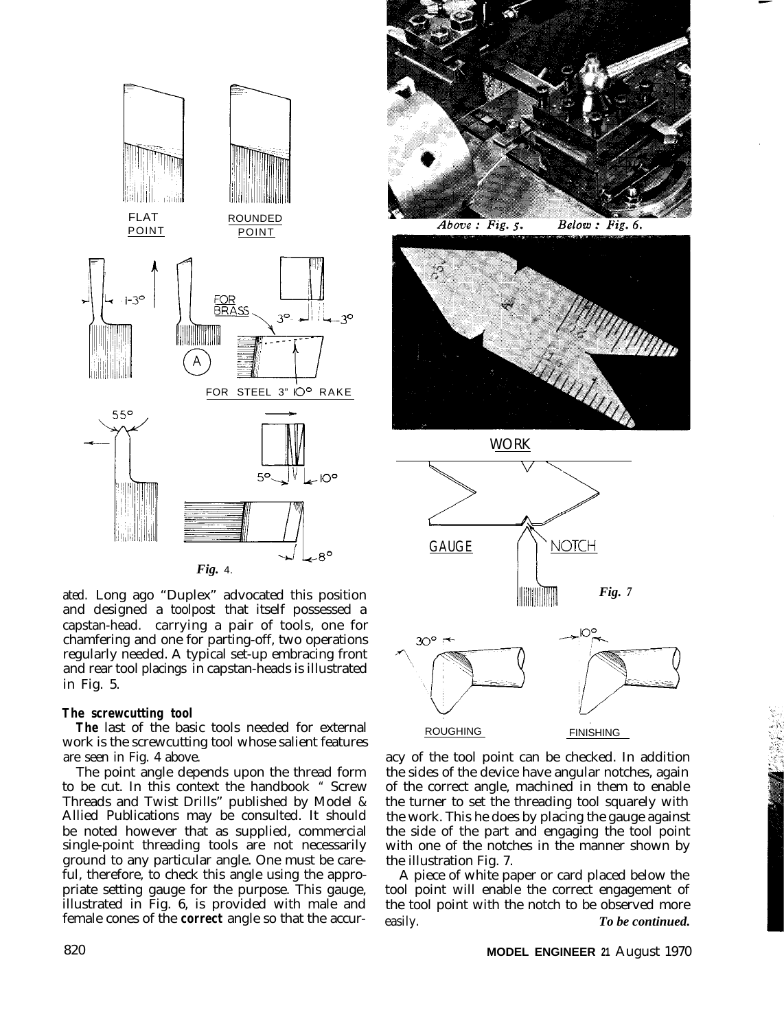FLAT POINT

ROUNDED POINT

3°

FOR BRASS

3° 3°

A

FOR STEEL 3° 10° RAKE

55°

5° 10°

8°

*Fig.* 4.

ated. Long ago "Duplex" advocated this position and designed a toolpost that itself possessed a capstan-head. carrying a pair of tools, one for chamfering and one for parting-off, two operations regularly needed. A typical set-up embracing front and rear tool placings in capstan-heads is illustrated in Fig. 5.

**The screwcutting tool**

**The** last of the basic tools needed for external work is the screwcutting tool whose salient features are seen in Fig. 4 above.

The point angle depends upon the thread form to be cut. In this context the handbook "Screw Threads and Twist Drills" published by Model & Allied Publications may be consulted. It should be noted however that as supplied, commercial single-point threading tools are not necessarily ground to any particular angle. One must be careful, therefore, to check this angle using the appropriate setting gauge for the purpose. This gauge, illustrated in Fig. 6, is provided with male and female cones of the **correct** angle so that the accuracy of the tool point can be checked. In addition the sides of the device have angular notches, again of the correct angle, machined in them to enable the turner to set the threading tool squarely with the work. This he does by placing the gauge against the side of the part and engaging the tool point with one of the notches in the manner shown by the illustration Fig. 7.

A piece of white paper or card placed below the tool point will enable the correct engagement of the tool point with the notch to be observed more easily. *To be continued.*

*Above : Fig. 5. Below : Fig. 6.*

WORK

GAUGE

NOTCH

*Fig. 7*

30°

10°

ROUGHING

FINISHING